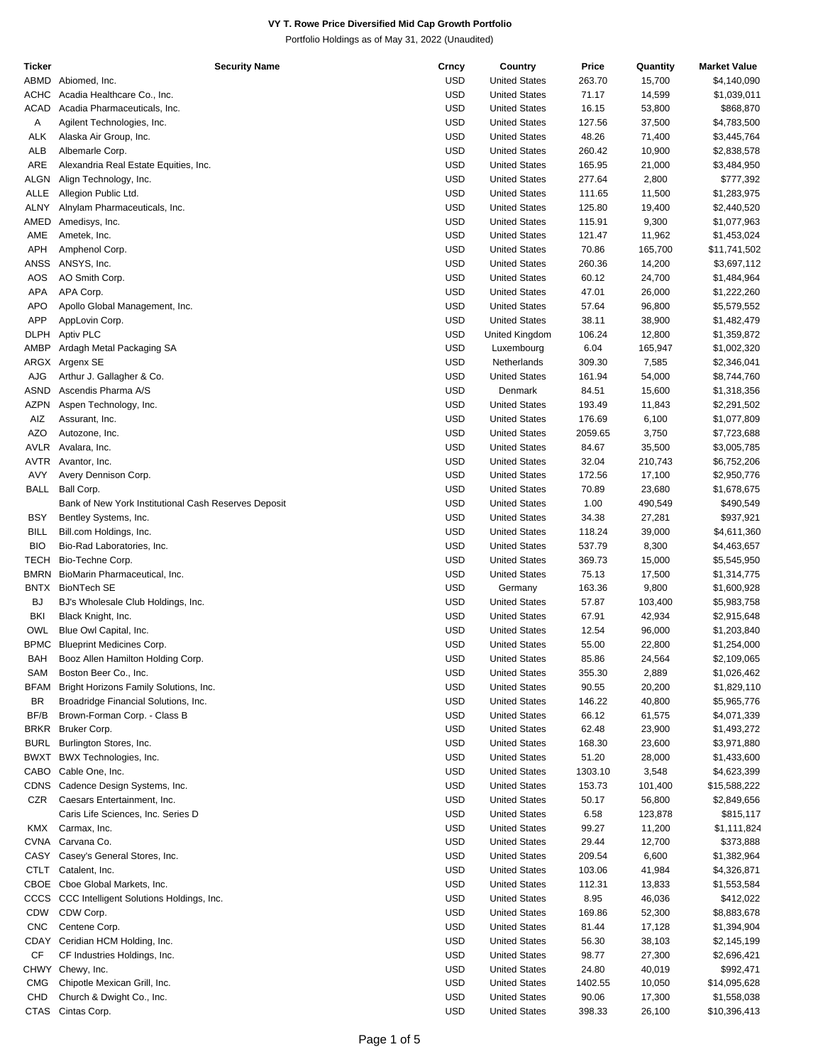**VY T. Rowe Price Diversified Mid Cap Growth Portfolio**

Portfolio Holdings as of May 31, 2022 (Unaudited)

| Ticker | Security Name | Crncy | Country | Price | Quantity | Market Value |
|---|---|---|---|---|---|---|
| ABMD | Abiomed, Inc. | USD | United States | 263.70 | 15,700 | $4,140,090 |
| ACHC | Acadia Healthcare Co., Inc. | USD | United States | 71.17 | 14,599 | $1,039,011 |
| ACAD | Acadia Pharmaceuticals, Inc. | USD | United States | 16.15 | 53,800 | $868,870 |
| A | Agilent Technologies, Inc. | USD | United States | 127.56 | 37,500 | $4,783,500 |
| ALK | Alaska Air Group, Inc. | USD | United States | 48.26 | 71,400 | $3,445,764 |
| ALB | Albemarle Corp. | USD | United States | 260.42 | 10,900 | $2,838,578 |
| ARE | Alexandria Real Estate Equities, Inc. | USD | United States | 165.95 | 21,000 | $3,484,950 |
| ALGN | Align Technology, Inc. | USD | United States | 277.64 | 2,800 | $777,392 |
| ALLE | Allegion Public Ltd. | USD | United States | 111.65 | 11,500 | $1,283,975 |
| ALNY | Alnylam Pharmaceuticals, Inc. | USD | United States | 125.80 | 19,400 | $2,440,520 |
| AMED | Amedisys, Inc. | USD | United States | 115.91 | 9,300 | $1,077,963 |
| AME | Ametek, Inc. | USD | United States | 121.47 | 11,962 | $1,453,024 |
| APH | Amphenol Corp. | USD | United States | 70.86 | 165,700 | $11,741,502 |
| ANSS | ANSYS, Inc. | USD | United States | 260.36 | 14,200 | $3,697,112 |
| AOS | AO Smith Corp. | USD | United States | 60.12 | 24,700 | $1,484,964 |
| APA | APA Corp. | USD | United States | 47.01 | 26,000 | $1,222,260 |
| APO | Apollo Global Management, Inc. | USD | United States | 57.64 | 96,800 | $5,579,552 |
| APP | AppLovin Corp. | USD | United States | 38.11 | 38,900 | $1,482,479 |
| DLPH | Aptiv PLC | USD | United Kingdom | 106.24 | 12,800 | $1,359,872 |
| AMBP | Ardagh Metal Packaging SA | USD | Luxembourg | 6.04 | 165,947 | $1,002,320 |
| ARGX | Argenx SE | USD | Netherlands | 309.30 | 7,585 | $2,346,041 |
| AJG | Arthur J. Gallagher & Co. | USD | United States | 161.94 | 54,000 | $8,744,760 |
| ASND | Ascendis Pharma A/S | USD | Denmark | 84.51 | 15,600 | $1,318,356 |
| AZPN | Aspen Technology, Inc. | USD | United States | 193.49 | 11,843 | $2,291,502 |
| AIZ | Assurant, Inc. | USD | United States | 176.69 | 6,100 | $1,077,809 |
| AZO | Autozone, Inc. | USD | United States | 2059.65 | 3,750 | $7,723,688 |
| AVLR | Avalara, Inc. | USD | United States | 84.67 | 35,500 | $3,005,785 |
| AVTR | Avantor, Inc. | USD | United States | 32.04 | 210,743 | $6,752,206 |
| AVY | Avery Dennison Corp. | USD | United States | 172.56 | 17,100 | $2,950,776 |
| BALL | Ball Corp. | USD | United States | 70.89 | 23,680 | $1,678,675 |
| | Bank of New York Institutional Cash Reserves Deposit | USD | United States | 1.00 | 490,549 | $490,549 |
| BSY | Bentley Systems, Inc. | USD | United States | 34.38 | 27,281 | $937,921 |
| BILL | Bill.com Holdings, Inc. | USD | United States | 118.24 | 39,000 | $4,611,360 |
| BIO | Bio-Rad Laboratories, Inc. | USD | United States | 537.79 | 8,300 | $4,463,657 |
| TECH | Bio-Techne Corp. | USD | United States | 369.73 | 15,000 | $5,545,950 |
| BMRN | BioMarin Pharmaceutical, Inc. | USD | United States | 75.13 | 17,500 | $1,314,775 |
| BNTX | BioNTech SE | USD | Germany | 163.36 | 9,800 | $1,600,928 |
| BJ | BJ's Wholesale Club Holdings, Inc. | USD | United States | 57.87 | 103,400 | $5,983,758 |
| BKI | Black Knight, Inc. | USD | United States | 67.91 | 42,934 | $2,915,648 |
| OWL | Blue Owl Capital, Inc. | USD | United States | 12.54 | 96,000 | $1,203,840 |
| BPMC | Blueprint Medicines Corp. | USD | United States | 55.00 | 22,800 | $1,254,000 |
| BAH | Booz Allen Hamilton Holding Corp. | USD | United States | 85.86 | 24,564 | $2,109,065 |
| SAM | Boston Beer Co., Inc. | USD | United States | 355.30 | 2,889 | $1,026,462 |
| BFAM | Bright Horizons Family Solutions, Inc. | USD | United States | 90.55 | 20,200 | $1,829,110 |
| BR | Broadridge Financial Solutions, Inc. | USD | United States | 146.22 | 40,800 | $5,965,776 |
| BF/B | Brown-Forman Corp. - Class B | USD | United States | 66.12 | 61,575 | $4,071,339 |
| BRKR | Bruker Corp. | USD | United States | 62.48 | 23,900 | $1,493,272 |
| BURL | Burlington Stores, Inc. | USD | United States | 168.30 | 23,600 | $3,971,880 |
| BWXT | BWX Technologies, Inc. | USD | United States | 51.20 | 28,000 | $1,433,600 |
| CABO | Cable One, Inc. | USD | United States | 1303.10 | 3,548 | $4,623,399 |
| CDNS | Cadence Design Systems, Inc. | USD | United States | 153.73 | 101,400 | $15,588,222 |
| CZR | Caesars Entertainment, Inc. | USD | United States | 50.17 | 56,800 | $2,849,656 |
| | Caris Life Sciences, Inc. Series D | USD | United States | 6.58 | 123,878 | $815,117 |
| KMX | Carmax, Inc. | USD | United States | 99.27 | 11,200 | $1,111,824 |
| CVNA | Carvana Co. | USD | United States | 29.44 | 12,700 | $373,888 |
| CASY | Casey's General Stores, Inc. | USD | United States | 209.54 | 6,600 | $1,382,964 |
| CTLT | Catalent, Inc. | USD | United States | 103.06 | 41,984 | $4,326,871 |
| CBOE | Cboe Global Markets, Inc. | USD | United States | 112.31 | 13,833 | $1,553,584 |
| CCCS | CCC Intelligent Solutions Holdings, Inc. | USD | United States | 8.95 | 46,036 | $412,022 |
| CDW | CDW Corp. | USD | United States | 169.86 | 52,300 | $8,883,678 |
| CNC | Centene Corp. | USD | United States | 81.44 | 17,128 | $1,394,904 |
| CDAY | Ceridian HCM Holding, Inc. | USD | United States | 56.30 | 38,103 | $2,145,199 |
| CF | CF Industries Holdings, Inc. | USD | United States | 98.77 | 27,300 | $2,696,421 |
| CHWY | Chewy, Inc. | USD | United States | 24.80 | 40,019 | $992,471 |
| CMG | Chipotle Mexican Grill, Inc. | USD | United States | 1402.55 | 10,050 | $14,095,628 |
| CHD | Church & Dwight Co., Inc. | USD | United States | 90.06 | 17,300 | $1,558,038 |
| CTAS | Cintas Corp. | USD | United States | 398.33 | 26,100 | $10,396,413 |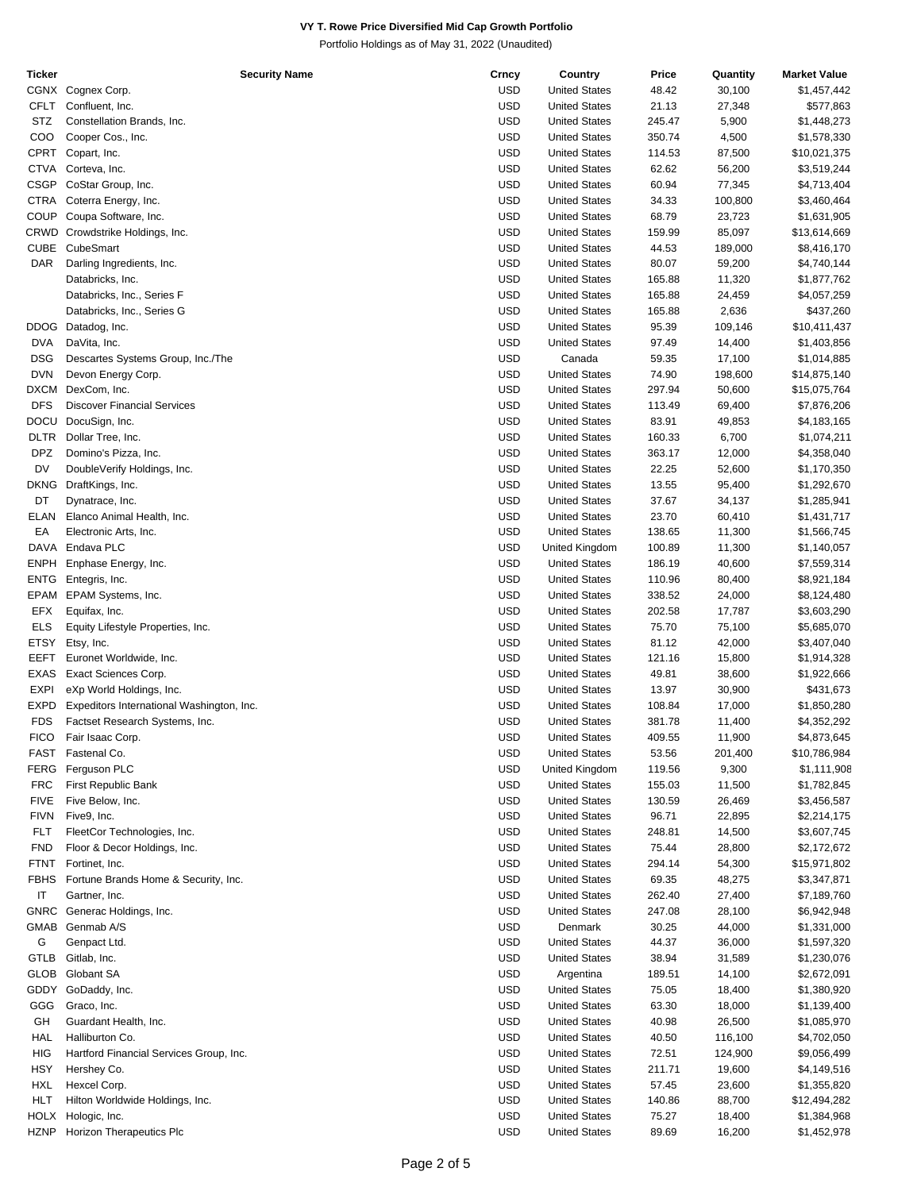**VY T. Rowe Price Diversified Mid Cap Growth Portfolio**

Portfolio Holdings as of May 31, 2022 (Unaudited)

| Ticker | Security Name | Crncy | Country | Price | Quantity | Market Value |
|---|---|---|---|---|---|---|
| CGNX | Cognex Corp. | USD | United States | 48.42 | 30,100 | $1,457,442 |
| CFLT | Confluent, Inc. | USD | United States | 21.13 | 27,348 | $577,863 |
| STZ | Constellation Brands, Inc. | USD | United States | 245.47 | 5,900 | $1,448,273 |
| COO | Cooper Cos., Inc. | USD | United States | 350.74 | 4,500 | $1,578,330 |
| CPRT | Copart, Inc. | USD | United States | 114.53 | 87,500 | $10,021,375 |
| CTVA | Corteva, Inc. | USD | United States | 62.62 | 56,200 | $3,519,244 |
| CSGP | CoStar Group, Inc. | USD | United States | 60.94 | 77,345 | $4,713,404 |
| CTRA | Coterra Energy, Inc. | USD | United States | 34.33 | 100,800 | $3,460,464 |
| COUP | Coupa Software, Inc. | USD | United States | 68.79 | 23,723 | $1,631,905 |
| CRWD | Crowdstrike Holdings, Inc. | USD | United States | 159.99 | 85,097 | $13,614,669 |
| CUBE | CubeSmart | USD | United States | 44.53 | 189,000 | $8,416,170 |
| DAR | Darling Ingredients, Inc. | USD | United States | 80.07 | 59,200 | $4,740,144 |
| | Databricks, Inc. | USD | United States | 165.88 | 11,320 | $1,877,762 |
| | Databricks, Inc., Series F | USD | United States | 165.88 | 24,459 | $4,057,259 |
| | Databricks, Inc., Series G | USD | United States | 165.88 | 2,636 | $437,260 |
| DDOG | Datadog, Inc. | USD | United States | 95.39 | 109,146 | $10,411,437 |
| DVA | DaVita, Inc. | USD | United States | 97.49 | 14,400 | $1,403,856 |
| DSG | Descartes Systems Group, Inc./The | USD | Canada | 59.35 | 17,100 | $1,014,885 |
| DVN | Devon Energy Corp. | USD | United States | 74.90 | 198,600 | $14,875,140 |
| DXCM | DexCom, Inc. | USD | United States | 297.94 | 50,600 | $15,075,764 |
| DFS | Discover Financial Services | USD | United States | 113.49 | 69,400 | $7,876,206 |
| DOCU | DocuSign, Inc. | USD | United States | 83.91 | 49,853 | $4,183,165 |
| DLTR | Dollar Tree, Inc. | USD | United States | 160.33 | 6,700 | $1,074,211 |
| DPZ | Domino's Pizza, Inc. | USD | United States | 363.17 | 12,000 | $4,358,040 |
| DV | DoubleVerify Holdings, Inc. | USD | United States | 22.25 | 52,600 | $1,170,350 |
| DKNG | DraftKings, Inc. | USD | United States | 13.55 | 95,400 | $1,292,670 |
| DT | Dynatrace, Inc. | USD | United States | 37.67 | 34,137 | $1,285,941 |
| ELAN | Elanco Animal Health, Inc. | USD | United States | 23.70 | 60,410 | $1,431,717 |
| EA | Electronic Arts, Inc. | USD | United States | 138.65 | 11,300 | $1,566,745 |
| DAVA | Endava PLC | USD | United Kingdom | 100.89 | 11,300 | $1,140,057 |
| ENPH | Enphase Energy, Inc. | USD | United States | 186.19 | 40,600 | $7,559,314 |
| ENTG | Entegris, Inc. | USD | United States | 110.96 | 80,400 | $8,921,184 |
| EPAM | EPAM Systems, Inc. | USD | United States | 338.52 | 24,000 | $8,124,480 |
| EFX | Equifax, Inc. | USD | United States | 202.58 | 17,787 | $3,603,290 |
| ELS | Equity Lifestyle Properties, Inc. | USD | United States | 75.70 | 75,100 | $5,685,070 |
| ETSY | Etsy, Inc. | USD | United States | 81.12 | 42,000 | $3,407,040 |
| EEFT | Euronet Worldwide, Inc. | USD | United States | 121.16 | 15,800 | $1,914,328 |
| EXAS | Exact Sciences Corp. | USD | United States | 49.81 | 38,600 | $1,922,666 |
| EXPI | eXp World Holdings, Inc. | USD | United States | 13.97 | 30,900 | $431,673 |
| EXPD | Expeditors International Washington, Inc. | USD | United States | 108.84 | 17,000 | $1,850,280 |
| FDS | Factset Research Systems, Inc. | USD | United States | 381.78 | 11,400 | $4,352,292 |
| FICO | Fair Isaac Corp. | USD | United States | 409.55 | 11,900 | $4,873,645 |
| FAST | Fastenal Co. | USD | United States | 53.56 | 201,400 | $10,786,984 |
| FERG | Ferguson PLC | USD | United Kingdom | 119.56 | 9,300 | $1,111,908 |
| FRC | First Republic Bank | USD | United States | 155.03 | 11,500 | $1,782,845 |
| FIVE | Five Below, Inc. | USD | United States | 130.59 | 26,469 | $3,456,587 |
| FIVN | Five9, Inc. | USD | United States | 96.71 | 22,895 | $2,214,175 |
| FLT | FleetCor Technologies, Inc. | USD | United States | 248.81 | 14,500 | $3,607,745 |
| FND | Floor & Decor Holdings, Inc. | USD | United States | 75.44 | 28,800 | $2,172,672 |
| FTNT | Fortinet, Inc. | USD | United States | 294.14 | 54,300 | $15,971,802 |
| FBHS | Fortune Brands Home & Security, Inc. | USD | United States | 69.35 | 48,275 | $3,347,871 |
| IT | Gartner, Inc. | USD | United States | 262.40 | 27,400 | $7,189,760 |
| GNRC | Generac Holdings, Inc. | USD | United States | 247.08 | 28,100 | $6,942,948 |
| GMAB | Genmab A/S | USD | Denmark | 30.25 | 44,000 | $1,331,000 |
| G | Genpact Ltd. | USD | United States | 44.37 | 36,000 | $1,597,320 |
| GTLB | Gitlab, Inc. | USD | United States | 38.94 | 31,589 | $1,230,076 |
| GLOB | Globant SA | USD | Argentina | 189.51 | 14,100 | $2,672,091 |
| GDDY | GoDaddy, Inc. | USD | United States | 75.05 | 18,400 | $1,380,920 |
| GGG | Graco, Inc. | USD | United States | 63.30 | 18,000 | $1,139,400 |
| GH | Guardant Health, Inc. | USD | United States | 40.98 | 26,500 | $1,085,970 |
| HAL | Halliburton Co. | USD | United States | 40.50 | 116,100 | $4,702,050 |
| HIG | Hartford Financial Services Group, Inc. | USD | United States | 72.51 | 124,900 | $9,056,499 |
| HSY | Hershey Co. | USD | United States | 211.71 | 19,600 | $4,149,516 |
| HXL | Hexcel Corp. | USD | United States | 57.45 | 23,600 | $1,355,820 |
| HLT | Hilton Worldwide Holdings, Inc. | USD | United States | 140.86 | 88,700 | $12,494,282 |
| HOLX | Hologic, Inc. | USD | United States | 75.27 | 18,400 | $1,384,968 |
| HZNP | Horizon Therapeutics Plc | USD | United States | 89.69 | 16,200 | $1,452,978 |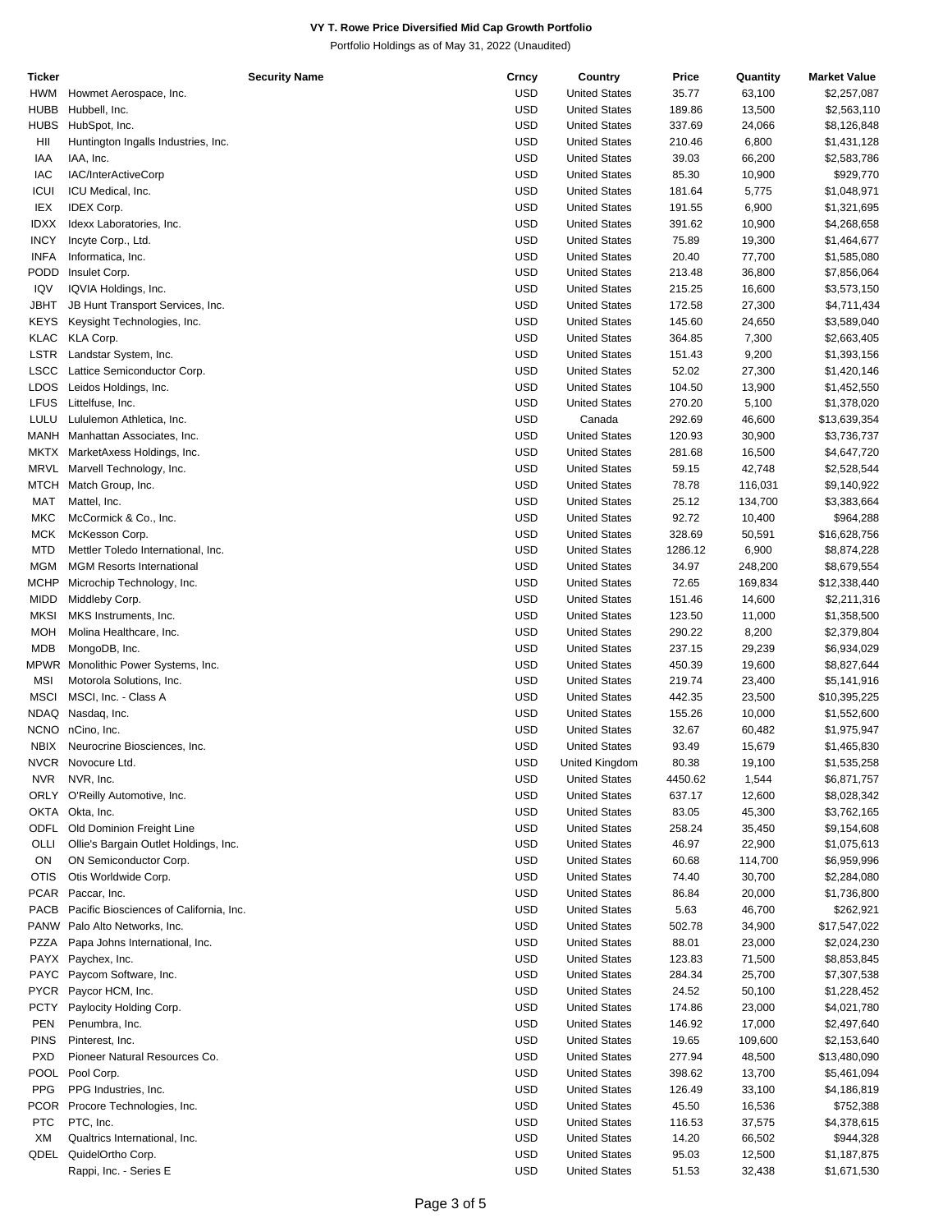**VY T. Rowe Price Diversified Mid Cap Growth Portfolio**

Portfolio Holdings as of May 31, 2022 (Unaudited)

| Ticker | Security Name | Crncy | Country | Price | Quantity | Market Value |
|---|---|---|---|---|---|---|
| HWM | Howmet Aerospace, Inc. | USD | United States | 35.77 | 63,100 | $2,257,087 |
| HUBB | Hubbell, Inc. | USD | United States | 189.86 | 13,500 | $2,563,110 |
| HUBS | HubSpot, Inc. | USD | United States | 337.69 | 24,066 | $8,126,848 |
| HII | Huntington Ingalls Industries, Inc. | USD | United States | 210.46 | 6,800 | $1,431,128 |
| IAA | IAA, Inc. | USD | United States | 39.03 | 66,200 | $2,583,786 |
| IAC | IAC/InterActiveCorp | USD | United States | 85.30 | 10,900 | $929,770 |
| ICUI | ICU Medical, Inc. | USD | United States | 181.64 | 5,775 | $1,048,971 |
| IEX | IDEX Corp. | USD | United States | 191.55 | 6,900 | $1,321,695 |
| IDXX | Idexx Laboratories, Inc. | USD | United States | 391.62 | 10,900 | $4,268,658 |
| INCY | Incyte Corp., Ltd. | USD | United States | 75.89 | 19,300 | $1,464,677 |
| INFA | Informatica, Inc. | USD | United States | 20.40 | 77,700 | $1,585,080 |
| PODD | Insulet Corp. | USD | United States | 213.48 | 36,800 | $7,856,064 |
| IQV | IQVIA Holdings, Inc. | USD | United States | 215.25 | 16,600 | $3,573,150 |
| JBHT | JB Hunt Transport Services, Inc. | USD | United States | 172.58 | 27,300 | $4,711,434 |
| KEYS | Keysight Technologies, Inc. | USD | United States | 145.60 | 24,650 | $3,589,040 |
| KLAC | KLA Corp. | USD | United States | 364.85 | 7,300 | $2,663,405 |
| LSTR | Landstar System, Inc. | USD | United States | 151.43 | 9,200 | $1,393,156 |
| LSCC | Lattice Semiconductor Corp. | USD | United States | 52.02 | 27,300 | $1,420,146 |
| LDOS | Leidos Holdings, Inc. | USD | United States | 104.50 | 13,900 | $1,452,550 |
| LFUS | Littelfuse, Inc. | USD | United States | 270.20 | 5,100 | $1,378,020 |
| LULU | Lululemon Athletica, Inc. | USD | Canada | 292.69 | 46,600 | $13,639,354 |
| MANH | Manhattan Associates, Inc. | USD | United States | 120.93 | 30,900 | $3,736,737 |
| MKTX | MarketAxess Holdings, Inc. | USD | United States | 281.68 | 16,500 | $4,647,720 |
| MRVL | Marvell Technology, Inc. | USD | United States | 59.15 | 42,748 | $2,528,544 |
| MTCH | Match Group, Inc. | USD | United States | 78.78 | 116,031 | $9,140,922 |
| MAT | Mattel, Inc. | USD | United States | 25.12 | 134,700 | $3,383,664 |
| MKC | McCormick & Co., Inc. | USD | United States | 92.72 | 10,400 | $964,288 |
| MCK | McKesson Corp. | USD | United States | 328.69 | 50,591 | $16,628,756 |
| MTD | Mettler Toledo International, Inc. | USD | United States | 1286.12 | 6,900 | $8,874,228 |
| MGM | MGM Resorts International | USD | United States | 34.97 | 248,200 | $8,679,554 |
| MCHP | Microchip Technology, Inc. | USD | United States | 72.65 | 169,834 | $12,338,440 |
| MIDD | Middleby Corp. | USD | United States | 151.46 | 14,600 | $2,211,316 |
| MKSI | MKS Instruments, Inc. | USD | United States | 123.50 | 11,000 | $1,358,500 |
| MOH | Molina Healthcare, Inc. | USD | United States | 290.22 | 8,200 | $2,379,804 |
| MDB | MongoDB, Inc. | USD | United States | 237.15 | 29,239 | $6,934,029 |
| MPWR | Monolithic Power Systems, Inc. | USD | United States | 450.39 | 19,600 | $8,827,644 |
| MSI | Motorola Solutions, Inc. | USD | United States | 219.74 | 23,400 | $5,141,916 |
| MSCI | MSCI, Inc. - Class A | USD | United States | 442.35 | 23,500 | $10,395,225 |
| NDAQ | Nasdaq, Inc. | USD | United States | 155.26 | 10,000 | $1,552,600 |
| NCNO | nCino, Inc. | USD | United States | 32.67 | 60,482 | $1,975,947 |
| NBIX | Neurocrine Biosciences, Inc. | USD | United States | 93.49 | 15,679 | $1,465,830 |
| NVCR | Novocure Ltd. | USD | United Kingdom | 80.38 | 19,100 | $1,535,258 |
| NVR | NVR, Inc. | USD | United States | 4450.62 | 1,544 | $6,871,757 |
| ORLY | O'Reilly Automotive, Inc. | USD | United States | 637.17 | 12,600 | $8,028,342 |
| OKTA | Okta, Inc. | USD | United States | 83.05 | 45,300 | $3,762,165 |
| ODFL | Old Dominion Freight Line | USD | United States | 258.24 | 35,450 | $9,154,608 |
| OLLI | Ollie's Bargain Outlet Holdings, Inc. | USD | United States | 46.97 | 22,900 | $1,075,613 |
| ON | ON Semiconductor Corp. | USD | United States | 60.68 | 114,700 | $6,959,996 |
| OTIS | Otis Worldwide Corp. | USD | United States | 74.40 | 30,700 | $2,284,080 |
| PCAR | Paccar, Inc. | USD | United States | 86.84 | 20,000 | $1,736,800 |
| PACB | Pacific Biosciences of California, Inc. | USD | United States | 5.63 | 46,700 | $262,921 |
| PANW | Palo Alto Networks, Inc. | USD | United States | 502.78 | 34,900 | $17,547,022 |
| PZZA | Papa Johns International, Inc. | USD | United States | 88.01 | 23,000 | $2,024,230 |
| PAYX | Paychex, Inc. | USD | United States | 123.83 | 71,500 | $8,853,845 |
| PAYC | Paycom Software, Inc. | USD | United States | 284.34 | 25,700 | $7,307,538 |
| PYCR | Paycor HCM, Inc. | USD | United States | 24.52 | 50,100 | $1,228,452 |
| PCTY | Paylocity Holding Corp. | USD | United States | 174.86 | 23,000 | $4,021,780 |
| PEN | Penumbra, Inc. | USD | United States | 146.92 | 17,000 | $2,497,640 |
| PINS | Pinterest, Inc. | USD | United States | 19.65 | 109,600 | $2,153,640 |
| PXD | Pioneer Natural Resources Co. | USD | United States | 277.94 | 48,500 | $13,480,090 |
| POOL | Pool Corp. | USD | United States | 398.62 | 13,700 | $5,461,094 |
| PPG | PPG Industries, Inc. | USD | United States | 126.49 | 33,100 | $4,186,819 |
| PCOR | Procore Technologies, Inc. | USD | United States | 45.50 | 16,536 | $752,388 |
| PTC | PTC, Inc. | USD | United States | 116.53 | 37,575 | $4,378,615 |
| XM | Qualtrics International, Inc. | USD | United States | 14.20 | 66,502 | $944,328 |
| QDEL | QuidelOrtho Corp. | USD | United States | 95.03 | 12,500 | $1,187,875 |
| | Rappi, Inc. - Series E | USD | United States | 51.53 | 32,438 | $1,671,530 |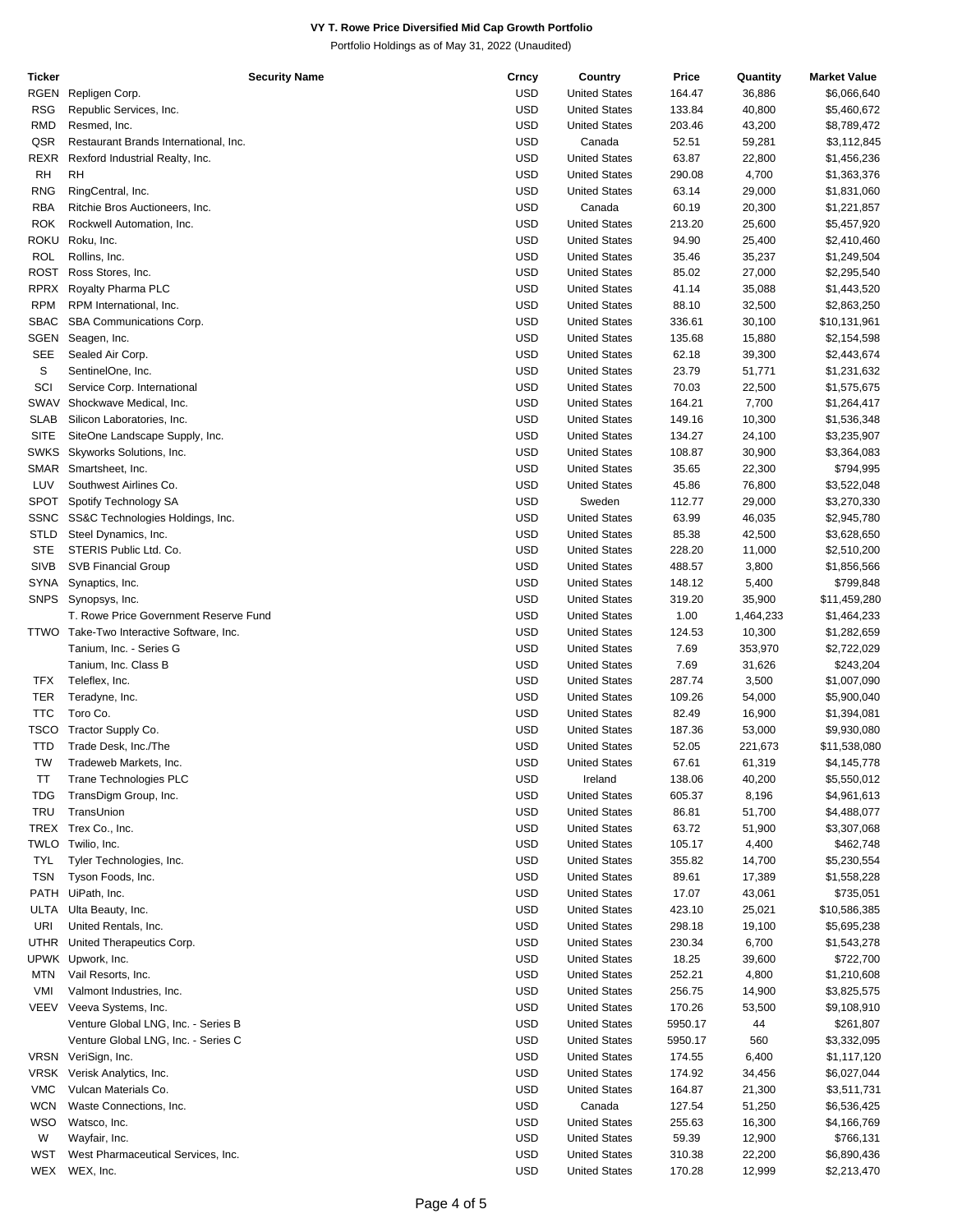**VY T. Rowe Price Diversified Mid Cap Growth Portfolio**

Portfolio Holdings as of May 31, 2022 (Unaudited)

| Ticker | Security Name | Crncy | Country | Price | Quantity | Market Value |
|---|---|---|---|---|---|---|
| RGEN | Repligen Corp. | USD | United States | 164.47 | 36,886 | $6,066,640 |
| RSG | Republic Services, Inc. | USD | United States | 133.84 | 40,800 | $5,460,672 |
| RMD | Resmed, Inc. | USD | United States | 203.46 | 43,200 | $8,789,472 |
| QSR | Restaurant Brands International, Inc. | USD | Canada | 52.51 | 59,281 | $3,112,845 |
| REXR | Rexford Industrial Realty, Inc. | USD | United States | 63.87 | 22,800 | $1,456,236 |
| RH | RH | USD | United States | 290.08 | 4,700 | $1,363,376 |
| RNG | RingCentral, Inc. | USD | United States | 63.14 | 29,000 | $1,831,060 |
| RBA | Ritchie Bros Auctioneers, Inc. | USD | Canada | 60.19 | 20,300 | $1,221,857 |
| ROK | Rockwell Automation, Inc. | USD | United States | 213.20 | 25,600 | $5,457,920 |
| ROKU | Roku, Inc. | USD | United States | 94.90 | 25,400 | $2,410,460 |
| ROL | Rollins, Inc. | USD | United States | 35.46 | 35,237 | $1,249,504 |
| ROST | Ross Stores, Inc. | USD | United States | 85.02 | 27,000 | $2,295,540 |
| RPRX | Royalty Pharma PLC | USD | United States | 41.14 | 35,088 | $1,443,520 |
| RPM | RPM International, Inc. | USD | United States | 88.10 | 32,500 | $2,863,250 |
| SBAC | SBA Communications Corp. | USD | United States | 336.61 | 30,100 | $10,131,961 |
| SGEN | Seagen, Inc. | USD | United States | 135.68 | 15,880 | $2,154,598 |
| SEE | Sealed Air Corp. | USD | United States | 62.18 | 39,300 | $2,443,674 |
| S | SentinelOne, Inc. | USD | United States | 23.79 | 51,771 | $1,231,632 |
| SCI | Service Corp. International | USD | United States | 70.03 | 22,500 | $1,575,675 |
| SWAV | Shockwave Medical, Inc. | USD | United States | 164.21 | 7,700 | $1,264,417 |
| SLAB | Silicon Laboratories, Inc. | USD | United States | 149.16 | 10,300 | $1,536,348 |
| SITE | SiteOne Landscape Supply, Inc. | USD | United States | 134.27 | 24,100 | $3,235,907 |
| SWKS | Skyworks Solutions, Inc. | USD | United States | 108.87 | 30,900 | $3,364,083 |
| SMAR | Smartsheet, Inc. | USD | United States | 35.65 | 22,300 | $794,995 |
| LUV | Southwest Airlines Co. | USD | United States | 45.86 | 76,800 | $3,522,048 |
| SPOT | Spotify Technology SA | USD | Sweden | 112.77 | 29,000 | $3,270,330 |
| SSNC | SS&C Technologies Holdings, Inc. | USD | United States | 63.99 | 46,035 | $2,945,780 |
| STLD | Steel Dynamics, Inc. | USD | United States | 85.38 | 42,500 | $3,628,650 |
| STE | STERIS Public Ltd. Co. | USD | United States | 228.20 | 11,000 | $2,510,200 |
| SIVB | SVB Financial Group | USD | United States | 488.57 | 3,800 | $1,856,566 |
| SYNA | Synaptics, Inc. | USD | United States | 148.12 | 5,400 | $799,848 |
| SNPS | Synopsys, Inc. | USD | United States | 319.20 | 35,900 | $11,459,280 |
| | T. Rowe Price Government Reserve Fund | USD | United States | 1.00 | 1,464,233 | $1,464,233 |
| TTWO | Take-Two Interactive Software, Inc. | USD | United States | 124.53 | 10,300 | $1,282,659 |
| | Tanium, Inc. - Series G | USD | United States | 7.69 | 353,970 | $2,722,029 |
| | Tanium, Inc. Class B | USD | United States | 7.69 | 31,626 | $243,204 |
| TFX | Teleflex, Inc. | USD | United States | 287.74 | 3,500 | $1,007,090 |
| TER | Teradyne, Inc. | USD | United States | 109.26 | 54,000 | $5,900,040 |
| TTC | Toro Co. | USD | United States | 82.49 | 16,900 | $1,394,081 |
| TSCO | Tractor Supply Co. | USD | United States | 187.36 | 53,000 | $9,930,080 |
| TTD | Trade Desk, Inc./The | USD | United States | 52.05 | 221,673 | $11,538,080 |
| TW | Tradeweb Markets, Inc. | USD | United States | 67.61 | 61,319 | $4,145,778 |
| TT | Trane Technologies PLC | USD | Ireland | 138.06 | 40,200 | $5,550,012 |
| TDG | TransDigm Group, Inc. | USD | United States | 605.37 | 8,196 | $4,961,613 |
| TRU | TransUnion | USD | United States | 86.81 | 51,700 | $4,488,077 |
| TREX | Trex Co., Inc. | USD | United States | 63.72 | 51,900 | $3,307,068 |
| TWLO | Twilio, Inc. | USD | United States | 105.17 | 4,400 | $462,748 |
| TYL | Tyler Technologies, Inc. | USD | United States | 355.82 | 14,700 | $5,230,554 |
| TSN | Tyson Foods, Inc. | USD | United States | 89.61 | 17,389 | $1,558,228 |
| PATH | UiPath, Inc. | USD | United States | 17.07 | 43,061 | $735,051 |
| ULTA | Ulta Beauty, Inc. | USD | United States | 423.10 | 25,021 | $10,586,385 |
| URI | United Rentals, Inc. | USD | United States | 298.18 | 19,100 | $5,695,238 |
| UTHR | United Therapeutics Corp. | USD | United States | 230.34 | 6,700 | $1,543,278 |
| UPWK | Upwork, Inc. | USD | United States | 18.25 | 39,600 | $722,700 |
| MTN | Vail Resorts, Inc. | USD | United States | 252.21 | 4,800 | $1,210,608 |
| VMI | Valmont Industries, Inc. | USD | United States | 256.75 | 14,900 | $3,825,575 |
| VEEV | Veeva Systems, Inc. | USD | United States | 170.26 | 53,500 | $9,108,910 |
| | Venture Global LNG, Inc. - Series B | USD | United States | 5950.17 | 44 | $261,807 |
| | Venture Global LNG, Inc. - Series C | USD | United States | 5950.17 | 560 | $3,332,095 |
| VRSN | VeriSign, Inc. | USD | United States | 174.55 | 6,400 | $1,117,120 |
| VRSK | Verisk Analytics, Inc. | USD | United States | 174.92 | 34,456 | $6,027,044 |
| VMC | Vulcan Materials Co. | USD | United States | 164.87 | 21,300 | $3,511,731 |
| WCN | Waste Connections, Inc. | USD | Canada | 127.54 | 51,250 | $6,536,425 |
| WSO | Watsco, Inc. | USD | United States | 255.63 | 16,300 | $4,166,769 |
| W | Wayfair, Inc. | USD | United States | 59.39 | 12,900 | $766,131 |
| WST | West Pharmaceutical Services, Inc. | USD | United States | 310.38 | 22,200 | $6,890,436 |
| WEX | WEX, Inc. | USD | United States | 170.28 | 12,999 | $2,213,470 |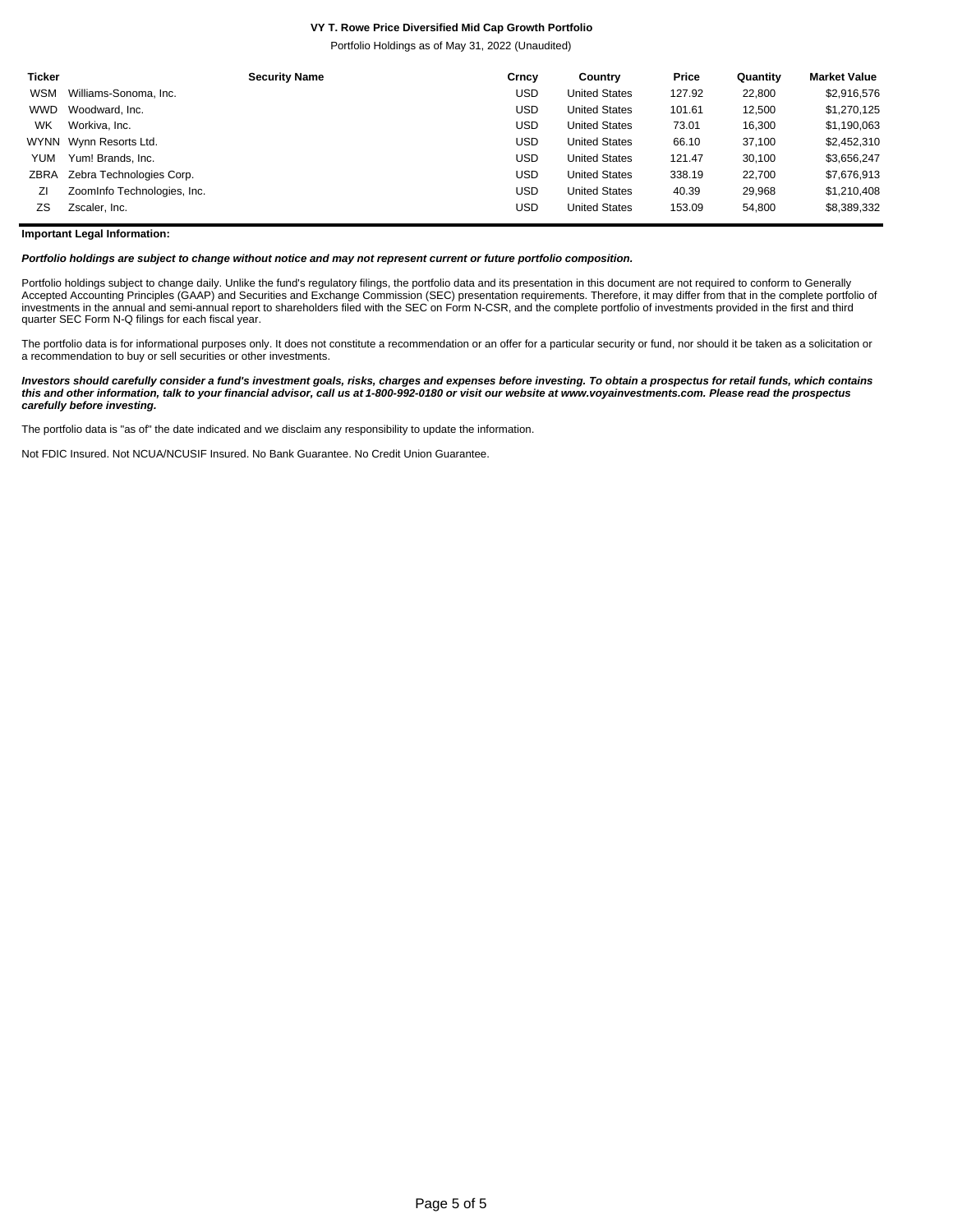**VY T. Rowe Price Diversified Mid Cap Growth Portfolio**

Portfolio Holdings as of May 31, 2022 (Unaudited)

| Ticker | Security Name | Crncy | Country | Price | Quantity | Market Value |
|---|---|---|---|---|---|---|
| WSM | Williams-Sonoma, Inc. | USD | United States | 127.92 | 22,800 | $2,916,576 |
| WWD | Woodward, Inc. | USD | United States | 101.61 | 12,500 | $1,270,125 |
| WK | Workiva, Inc. | USD | United States | 73.01 | 16,300 | $1,190,063 |
| WYNN | Wynn Resorts Ltd. | USD | United States | 66.10 | 37,100 | $2,452,310 |
| YUM | Yum! Brands, Inc. | USD | United States | 121.47 | 30,100 | $3,656,247 |
| ZBRA | Zebra Technologies Corp. | USD | United States | 338.19 | 22,700 | $7,676,913 |
| ZI | ZoomInfo Technologies, Inc. | USD | United States | 40.39 | 29,968 | $1,210,408 |
| ZS | Zscaler, Inc. | USD | United States | 153.09 | 54,800 | $8,389,332 |

**Important Legal Information:**

***Portfolio holdings are subject to change without notice and may not represent current or future portfolio composition.***

Portfolio holdings subject to change daily. Unlike the fund's regulatory filings, the portfolio data and its presentation in this document are not required to conform to Generally Accepted Accounting Principles (GAAP) and Securities and Exchange Commission (SEC) presentation requirements. Therefore, it may differ from that in the complete portfolio of investments in the annual and semi-annual report to shareholders filed with the SEC on Form N-CSR, and the complete portfolio of investments provided in the first and third quarter SEC Form N-Q filings for each fiscal year.

The portfolio data is for informational purposes only. It does not constitute a recommendation or an offer for a particular security or fund, nor should it be taken as a solicitation or a recommendation to buy or sell securities or other investments.

***Investors should carefully consider a fund's investment goals, risks, charges and expenses before investing. To obtain a prospectus for retail funds, which contains this and other information, talk to your financial advisor, call us at 1-800-992-0180 or visit our website at www.voyainvestments.com. Please read the prospectus carefully before investing.***

The portfolio data is "as of" the date indicated and we disclaim any responsibility to update the information.

Not FDIC Insured. Not NCUA/NCUSIF Insured. No Bank Guarantee. No Credit Union Guarantee.